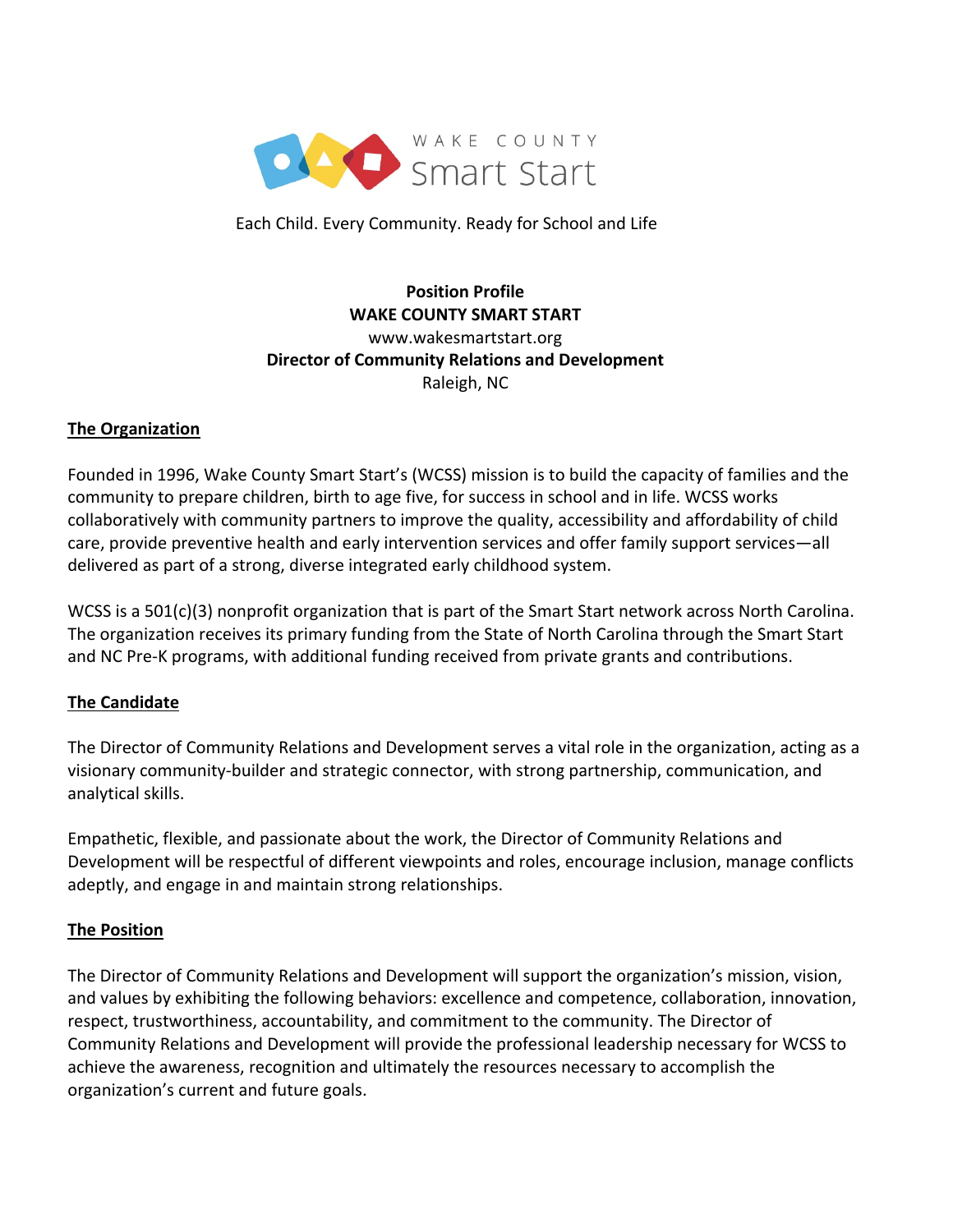WAKE COUNTY Smart Start

Each Child. Every Community. Ready for School and Life

**Position Profile**
**WAKE COUNTY SMART START**
www.wakesmartstart.org
**Director of Community Relations and Development**
Raleigh, NC

## The Organization

Founded in 1996, Wake County Smart Start's (WCSS) mission is to build the capacity of families and the community to prepare children, birth to age five, for success in school and in life. WCSS works collaboratively with community partners to improve the quality, accessibility and affordability of child care, provide preventive health and early intervention services and offer family support services—all delivered as part of a strong, diverse integrated early childhood system.

WCSS is a 501(c)(3) nonprofit organization that is part of the Smart Start network across North Carolina. The organization receives its primary funding from the State of North Carolina through the Smart Start and NC Pre-K programs, with additional funding received from private grants and contributions.

## The Candidate

The Director of Community Relations and Development serves a vital role in the organization, acting as a visionary community-builder and strategic connector, with strong partnership, communication, and analytical skills.

Empathetic, flexible, and passionate about the work, the Director of Community Relations and Development will be respectful of different viewpoints and roles, encourage inclusion, manage conflicts adeptly, and engage in and maintain strong relationships.

## The Position

The Director of Community Relations and Development will support the organization's mission, vision, and values by exhibiting the following behaviors: excellence and competence, collaboration, innovation, respect, trustworthiness, accountability, and commitment to the community. The Director of Community Relations and Development will provide the professional leadership necessary for WCSS to achieve the awareness, recognition and ultimately the resources necessary to accomplish the organization's current and future goals.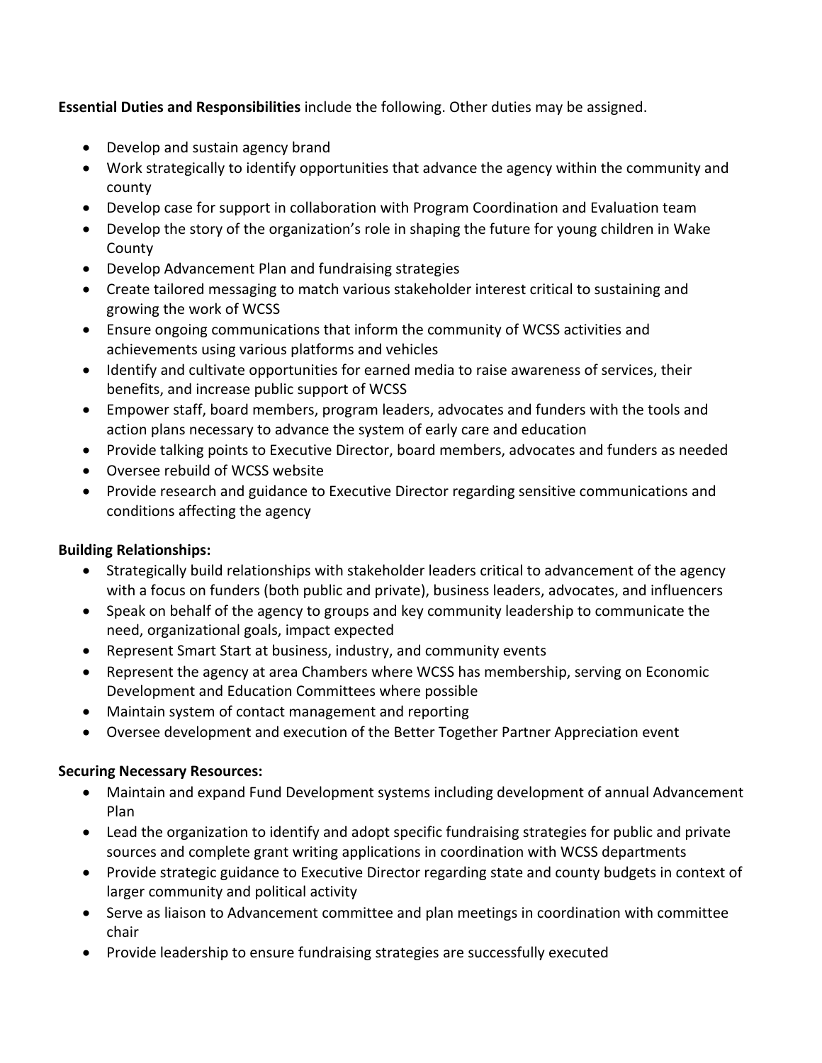**Essential Duties and Responsibilities** include the following. Other duties may be assigned.

- Develop and sustain agency brand
- Work strategically to identify opportunities that advance the agency within the community and county
- Develop case for support in collaboration with Program Coordination and Evaluation team
- Develop the story of the organization's role in shaping the future for young children in Wake County
- Develop Advancement Plan and fundraising strategies
- Create tailored messaging to match various stakeholder interest critical to sustaining and growing the work of WCSS
- Ensure ongoing communications that inform the community of WCSS activities and achievements using various platforms and vehicles
- Identify and cultivate opportunities for earned media to raise awareness of services, their benefits, and increase public support of WCSS
- Empower staff, board members, program leaders, advocates and funders with the tools and action plans necessary to advance the system of early care and education
- Provide talking points to Executive Director, board members, advocates and funders as needed
- Oversee rebuild of WCSS website
- Provide research and guidance to Executive Director regarding sensitive communications and conditions affecting the agency

**Building Relationships:**

- Strategically build relationships with stakeholder leaders critical to advancement of the agency with a focus on funders (both public and private), business leaders, advocates, and influencers
- Speak on behalf of the agency to groups and key community leadership to communicate the need, organizational goals, impact expected
- Represent Smart Start at business, industry, and community events
- Represent the agency at area Chambers where WCSS has membership, serving on Economic Development and Education Committees where possible
- Maintain system of contact management and reporting
- Oversee development and execution of the Better Together Partner Appreciation event

**Securing Necessary Resources:**

- Maintain and expand Fund Development systems including development of annual Advancement Plan
- Lead the organization to identify and adopt specific fundraising strategies for public and private sources and complete grant writing applications in coordination with WCSS departments
- Provide strategic guidance to Executive Director regarding state and county budgets in context of larger community and political activity
- Serve as liaison to Advancement committee and plan meetings in coordination with committee chair
- Provide leadership to ensure fundraising strategies are successfully executed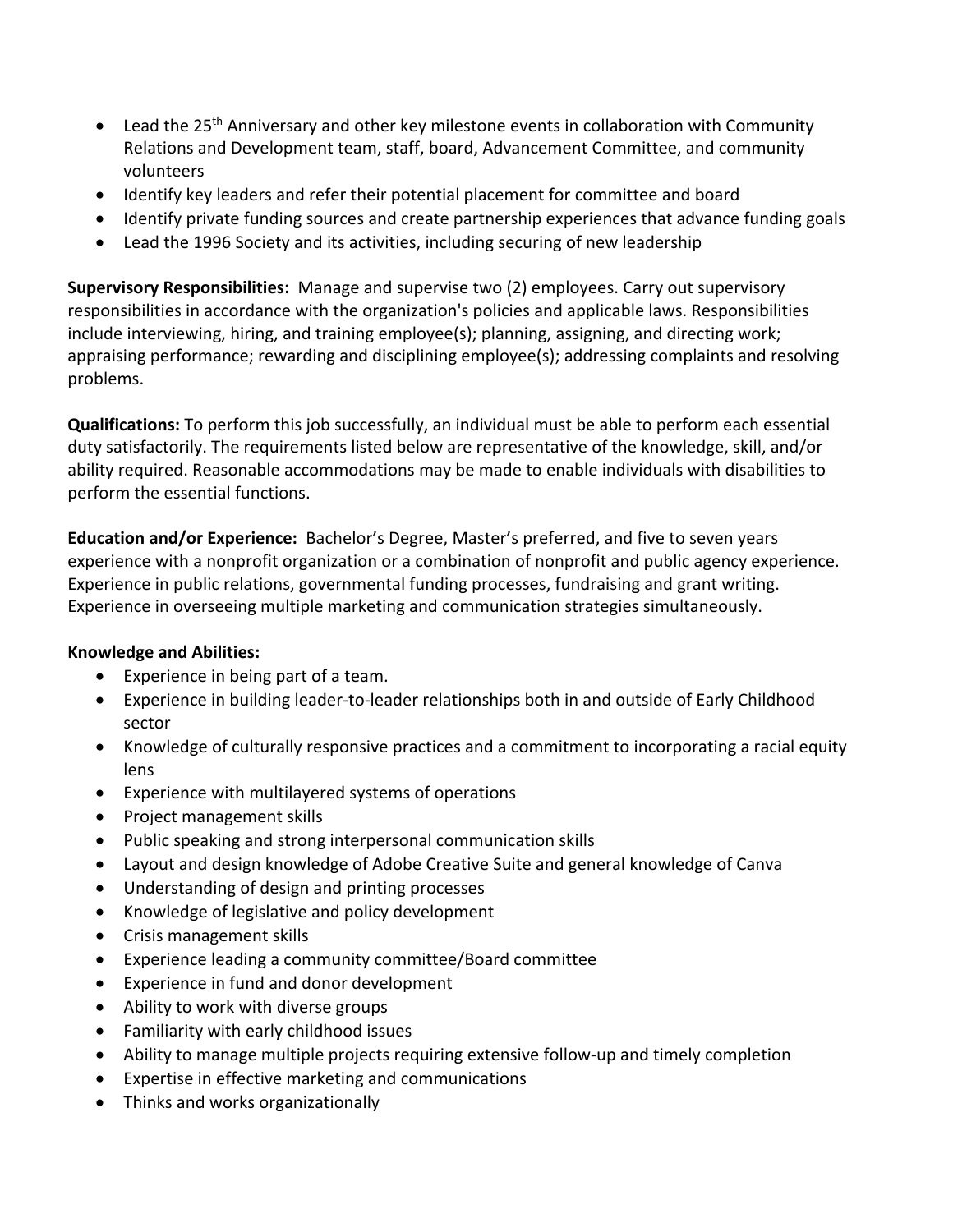- Lead the 25th Anniversary and other key milestone events in collaboration with Community Relations and Development team, staff, board, Advancement Committee, and community volunteers
- Identify key leaders and refer their potential placement for committee and board
- Identify private funding sources and create partnership experiences that advance funding goals
- Lead the 1996 Society and its activities, including securing of new leadership

**Supervisory Responsibilities:** Manage and supervise two (2) employees. Carry out supervisory responsibilities in accordance with the organization's policies and applicable laws. Responsibilities include interviewing, hiring, and training employee(s); planning, assigning, and directing work; appraising performance; rewarding and disciplining employee(s); addressing complaints and resolving problems.

**Qualifications:** To perform this job successfully, an individual must be able to perform each essential duty satisfactorily. The requirements listed below are representative of the knowledge, skill, and/or ability required. Reasonable accommodations may be made to enable individuals with disabilities to perform the essential functions.

**Education and/or Experience:** Bachelor's Degree, Master's preferred, and five to seven years experience with a nonprofit organization or a combination of nonprofit and public agency experience. Experience in public relations, governmental funding processes, fundraising and grant writing. Experience in overseeing multiple marketing and communication strategies simultaneously.

**Knowledge and Abilities:**

- Experience in being part of a team.
- Experience in building leader-to-leader relationships both in and outside of Early Childhood sector
- Knowledge of culturally responsive practices and a commitment to incorporating a racial equity lens
- Experience with multilayered systems of operations
- Project management skills
- Public speaking and strong interpersonal communication skills
- Layout and design knowledge of Adobe Creative Suite and general knowledge of Canva
- Understanding of design and printing processes
- Knowledge of legislative and policy development
- Crisis management skills
- Experience leading a community committee/Board committee
- Experience in fund and donor development
- Ability to work with diverse groups
- Familiarity with early childhood issues
- Ability to manage multiple projects requiring extensive follow-up and timely completion
- Expertise in effective marketing and communications
- Thinks and works organizationally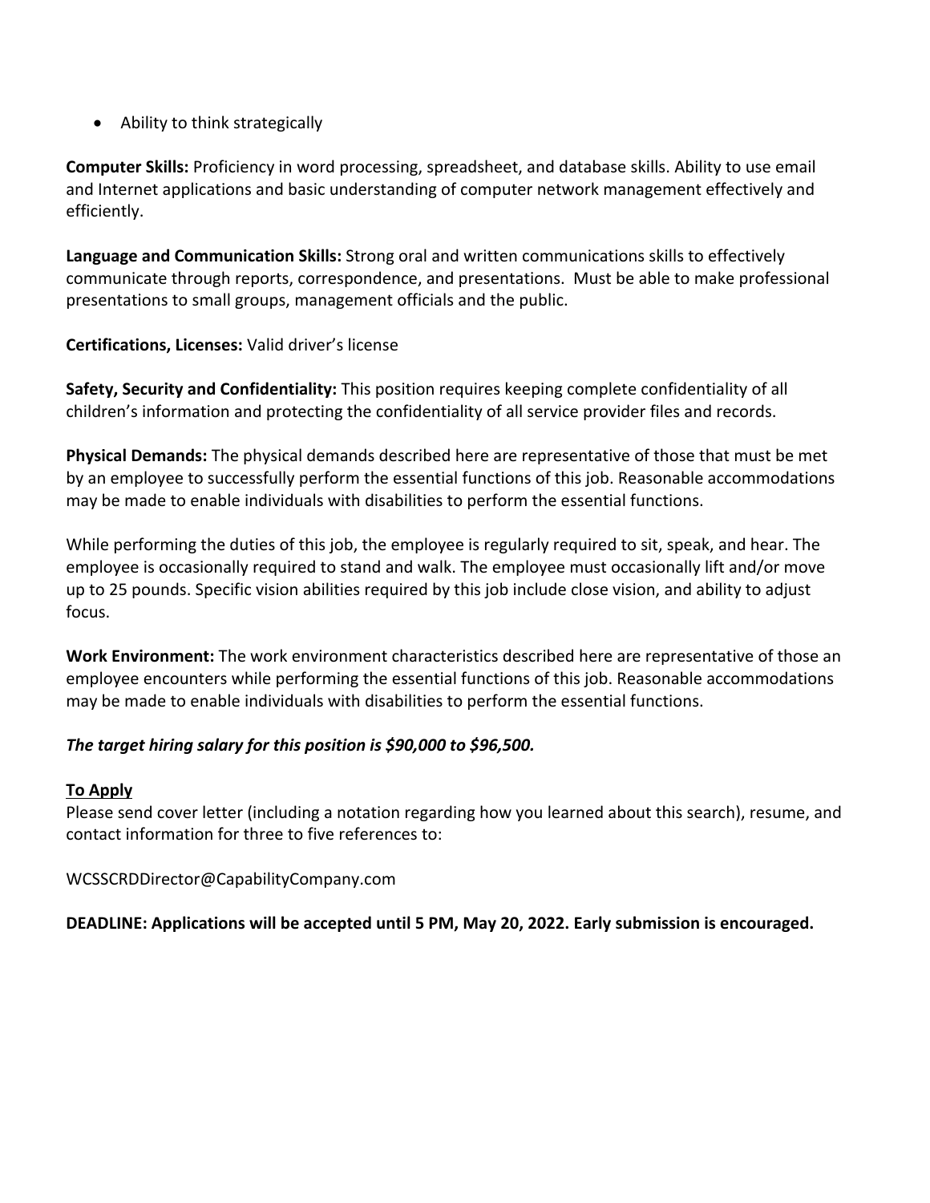- Ability to think strategically

**Computer Skills:** Proficiency in word processing, spreadsheet, and database skills. Ability to use email and Internet applications and basic understanding of computer network management effectively and efficiently.

**Language and Communication Skills:** Strong oral and written communications skills to effectively communicate through reports, correspondence, and presentations. Must be able to make professional presentations to small groups, management officials and the public.

**Certifications, Licenses:** Valid driver's license

**Safety, Security and Confidentiality:** This position requires keeping complete confidentiality of all children's information and protecting the confidentiality of all service provider files and records.

**Physical Demands:** The physical demands described here are representative of those that must be met by an employee to successfully perform the essential functions of this job. Reasonable accommodations may be made to enable individuals with disabilities to perform the essential functions.

While performing the duties of this job, the employee is regularly required to sit, speak, and hear. The employee is occasionally required to stand and walk. The employee must occasionally lift and/or move up to 25 pounds. Specific vision abilities required by this job include close vision, and ability to adjust focus.

**Work Environment:** The work environment characteristics described here are representative of those an employee encounters while performing the essential functions of this job. Reasonable accommodations may be made to enable individuals with disabilities to perform the essential functions.

***The target hiring salary for this position is $90,000 to $96,500.***

**To Apply**

Please send cover letter (including a notation regarding how you learned about this search), resume, and contact information for three to five references to:

WCSSCRDDirector@CapabilityCompany.com

**DEADLINE: Applications will be accepted until 5 PM, May 20, 2022. Early submission is encouraged.**